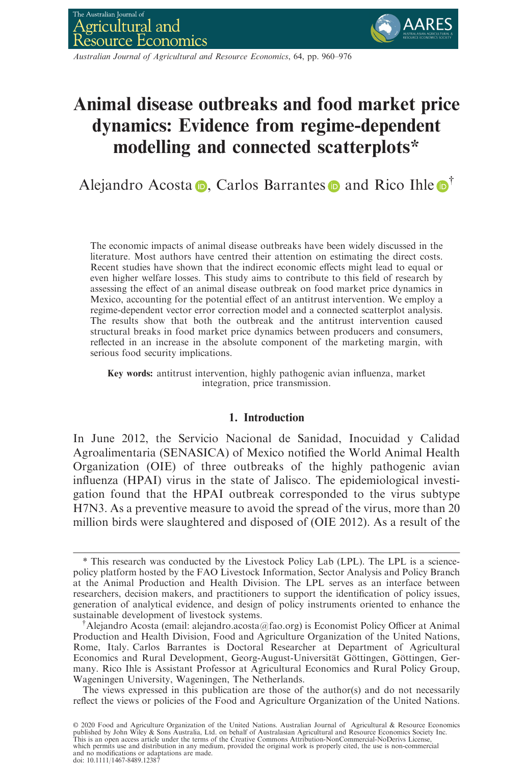# Animal disease outbreaks and food market price dynamics: Evidence from regime-dependent modelling and connected scatterplots*

Alejandro Acosta, Carlos Barrantes and Rico Ihle[†]

The economic impacts of animal disease outbreaks have been widely discussed in the literature. Most authors have centred their attention on estimating the direct costs. Recent studies have shown that the indirect economic effects might lead to equal or even higher welfare losses. This study aims to contribute to this field of research by assessing the effect of an animal disease outbreak on food market price dynamics in Mexico, accounting for the potential effect of an antitrust intervention. We employ a regime-dependent vector error correction model and a connected scatterplot analysis. The results show that both the outbreak and the antitrust intervention caused structural breaks in food market price dynamics between producers and consumers, reflected in an increase in the absolute component of the marketing margin, with serious food security implications.

**Key words:** antitrust intervention, highly pathogenic avian influenza, market integration, price transmission.

## 1. Introduction

In June 2012, the Servicio Nacional de Sanidad, Inocuidad y Calidad Agroalimentaria (SENASICA) of Mexico notified the World Animal Health Organization (OIE) of three outbreaks of the highly pathogenic avian influenza (HPAI) virus in the state of Jalisco. The epidemiological investigation found that the HPAI outbreak corresponded to the virus subtype H7N3. As a preventive measure to avoid the spread of the virus, more than 20 million birds were slaughtered and disposed of (OIE 2012). As a result of the

---

\* This research was conducted by the Livestock Policy Lab (LPL). The LPL is a science-policy platform hosted by the FAO Livestock Information, Sector Analysis and Policy Branch at the Animal Production and Health Division. The LPL serves as an interface between researchers, decision makers, and practitioners to support the identification of policy issues, generation of analytical evidence, and design of policy instruments oriented to enhance the sustainable development of livestock systems.

[†] Alejandro Acosta (email: alejandro.acosta@fao.org) is Economist Policy Officer at Animal Production and Health Division, Food and Agriculture Organization of the United Nations, Rome, Italy. Carlos Barrantes is Doctoral Researcher at Department of Agricultural Economics and Rural Development, Georg-August-Universität Göttingen, Göttingen, Germany. Rico Ihle is Assistant Professor at Agricultural Economics and Rural Policy Group, Wageningen University, Wageningen, The Netherlands.

The views expressed in this publication are those of the author(s) and do not necessarily reflect the views or policies of the Food and Agriculture Organization of the United Nations.

© 2020 Food and Agriculture Organization of the United Nations. Australian Journal of Agricultural & Resource Economics published by John Wiley & Sons Australia, Ltd. on behalf of Australasian Agricultural and Resource Economics Society Inc. This is an open access article under the terms of the Creative Commons Attribution-NonCommercial-NoDerivs License, which permits use and distribution in any medium, provided the original work is properly cited, the use is non-commercial and no modifications or adaptations are made.
doi: 10.1111/1467-8489.12387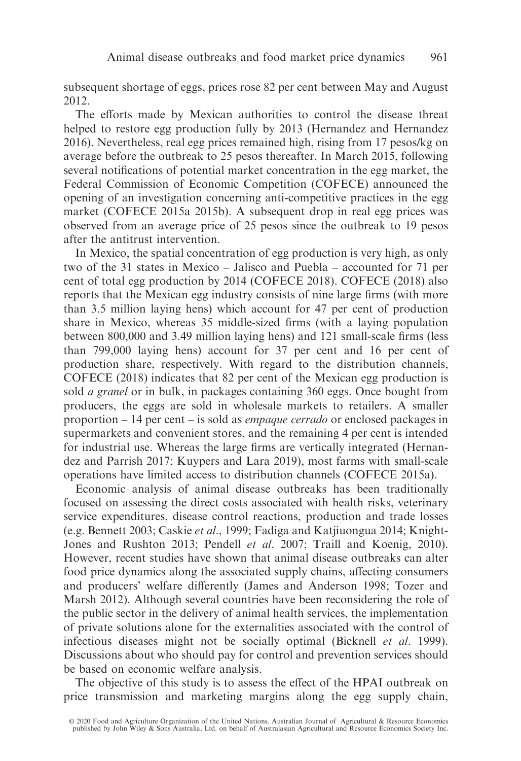subsequent shortage of eggs, prices rose 82 per cent between May and August 2012.

The efforts made by Mexican authorities to control the disease threat helped to restore egg production fully by 2013 (Hernandez and Hernandez 2016). Nevertheless, real egg prices remained high, rising from 17 pesos/kg on average before the outbreak to 25 pesos thereafter. In March 2015, following several notifications of potential market concentration in the egg market, the Federal Commission of Economic Competition (COFECE) announced the opening of an investigation concerning anti-competitive practices in the egg market (COFECE 2015a 2015b). A subsequent drop in real egg prices was observed from an average price of 25 pesos since the outbreak to 19 pesos after the antitrust intervention.

In Mexico, the spatial concentration of egg production is very high, as only two of the 31 states in Mexico – Jalisco and Puebla – accounted for 71 per cent of total egg production by 2014 (COFECE 2018). COFECE (2018) also reports that the Mexican egg industry consists of nine large firms (with more than 3.5 million laying hens) which account for 47 per cent of production share in Mexico, whereas 35 middle-sized firms (with a laying population between 800,000 and 3.49 million laying hens) and 121 small-scale firms (less than 799,000 laying hens) account for 37 per cent and 16 per cent of production share, respectively. With regard to the distribution channels, COFECE (2018) indicates that 82 per cent of the Mexican egg production is sold *a granel* or in bulk, in packages containing 360 eggs. Once bought from producers, the eggs are sold in wholesale markets to retailers. A smaller proportion – 14 per cent – is sold as *empaque cerrado* or enclosed packages in supermarkets and convenient stores, and the remaining 4 per cent is intended for industrial use. Whereas the large firms are vertically integrated (Hernandez and Parrish 2017; Kuypers and Lara 2019), most farms with small-scale operations have limited access to distribution channels (COFECE 2015a).

Economic analysis of animal disease outbreaks has been traditionally focused on assessing the direct costs associated with health risks, veterinary service expenditures, disease control reactions, production and trade losses (e.g. Bennett 2003; Caskie *et al*., 1999; Fadiga and Katjiuongua 2014; Knight-Jones and Rushton 2013; Pendell *et al*. 2007; Traill and Koenig, 2010). However, recent studies have shown that animal disease outbreaks can alter food price dynamics along the associated supply chains, affecting consumers and producers' welfare differently (James and Anderson 1998; Tozer and Marsh 2012). Although several countries have been reconsidering the role of the public sector in the delivery of animal health services, the implementation of private solutions alone for the externalities associated with the control of infectious diseases might not be socially optimal (Bicknell *et al*. 1999). Discussions about who should pay for control and prevention services should be based on economic welfare analysis.

The objective of this study is to assess the effect of the HPAI outbreak on price transmission and marketing margins along the egg supply chain,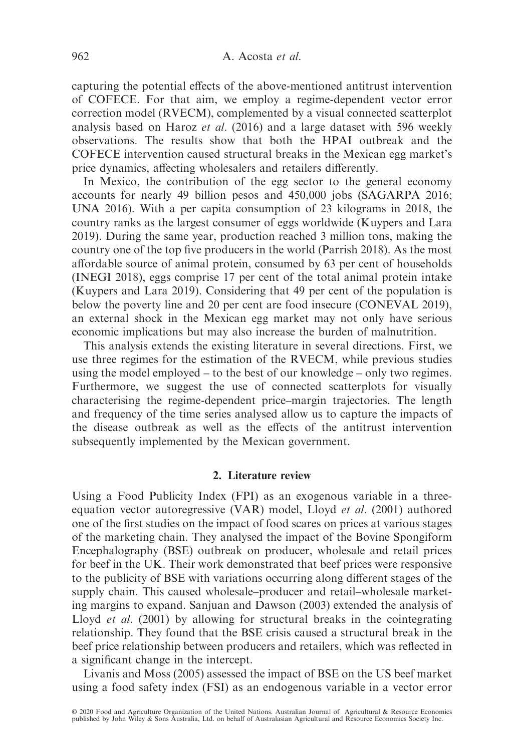capturing the potential effects of the above-mentioned antitrust intervention of COFECE. For that aim, we employ a regime-dependent vector error correction model (RVECM), complemented by a visual connected scatterplot analysis based on Haroz *et al.* (2016) and a large dataset with 596 weekly observations. The results show that both the HPAI outbreak and the COFECE intervention caused structural breaks in the Mexican egg market's price dynamics, affecting wholesalers and retailers differently.

In Mexico, the contribution of the egg sector to the general economy accounts for nearly 49 billion pesos and 450,000 jobs (SAGARPA 2016; UNA 2016). With a per capita consumption of 23 kilograms in 2018, the country ranks as the largest consumer of eggs worldwide (Kuypers and Lara 2019). During the same year, production reached 3 million tons, making the country one of the top five producers in the world (Parrish 2018). As the most affordable source of animal protein, consumed by 63 per cent of households (INEGI 2018), eggs comprise 17 per cent of the total animal protein intake (Kuypers and Lara 2019). Considering that 49 per cent of the population is below the poverty line and 20 per cent are food insecure (CONEVAL 2019), an external shock in the Mexican egg market may not only have serious economic implications but may also increase the burden of malnutrition.

This analysis extends the existing literature in several directions. First, we use three regimes for the estimation of the RVECM, while previous studies using the model employed – to the best of our knowledge – only two regimes. Furthermore, we suggest the use of connected scatterplots for visually characterising the regime-dependent price–margin trajectories. The length and frequency of the time series analysed allow us to capture the impacts of the disease outbreak as well as the effects of the antitrust intervention subsequently implemented by the Mexican government.

## 2. Literature review

Using a Food Publicity Index (FPI) as an exogenous variable in a three-equation vector autoregressive (VAR) model, Lloyd *et al.* (2001) authored one of the first studies on the impact of food scares on prices at various stages of the marketing chain. They analysed the impact of the Bovine Spongiform Encephalography (BSE) outbreak on producer, wholesale and retail prices for beef in the UK. Their work demonstrated that beef prices were responsive to the publicity of BSE with variations occurring along different stages of the supply chain. This caused wholesale–producer and retail–wholesale marketing margins to expand. Sanjuan and Dawson (2003) extended the analysis of Lloyd *et al.* (2001) by allowing for structural breaks in the cointegrating relationship. They found that the BSE crisis caused a structural break in the beef price relationship between producers and retailers, which was reflected in a significant change in the intercept.

Livanis and Moss (2005) assessed the impact of BSE on the US beef market using a food safety index (FSI) as an endogenous variable in a vector error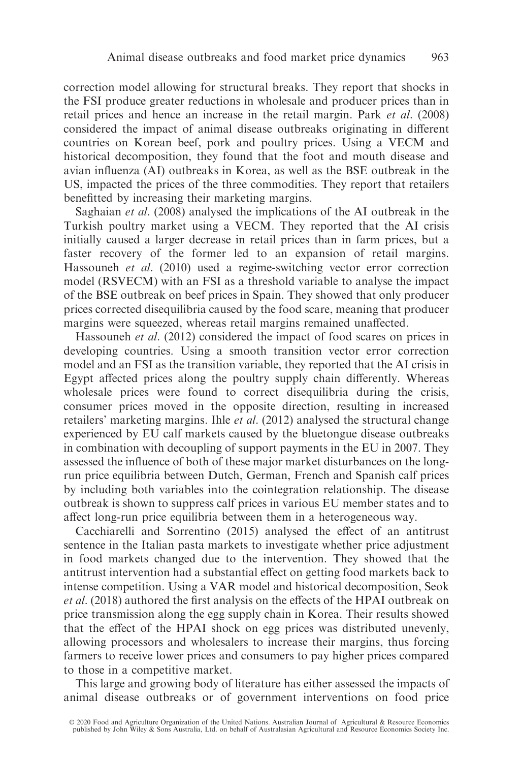correction model allowing for structural breaks. They report that shocks in the FSI produce greater reductions in wholesale and producer prices than in retail prices and hence an increase in the retail margin. Park *et al.* (2008) considered the impact of animal disease outbreaks originating in different countries on Korean beef, pork and poultry prices. Using a VECM and historical decomposition, they found that the foot and mouth disease and avian influenza (AI) outbreaks in Korea, as well as the BSE outbreak in the US, impacted the prices of the three commodities. They report that retailers benefitted by increasing their marketing margins.

Saghaian *et al.* (2008) analysed the implications of the AI outbreak in the Turkish poultry market using a VECM. They reported that the AI crisis initially caused a larger decrease in retail prices than in farm prices, but a faster recovery of the former led to an expansion of retail margins. Hassouneh *et al.* (2010) used a regime-switching vector error correction model (RSVECM) with an FSI as a threshold variable to analyse the impact of the BSE outbreak on beef prices in Spain. They showed that only producer prices corrected disequilibria caused by the food scare, meaning that producer margins were squeezed, whereas retail margins remained unaffected.

Hassouneh *et al.* (2012) considered the impact of food scares on prices in developing countries. Using a smooth transition vector error correction model and an FSI as the transition variable, they reported that the AI crisis in Egypt affected prices along the poultry supply chain differently. Whereas wholesale prices were found to correct disequilibria during the crisis, consumer prices moved in the opposite direction, resulting in increased retailers' marketing margins. Ihle *et al.* (2012) analysed the structural change experienced by EU calf markets caused by the bluetongue disease outbreaks in combination with decoupling of support payments in the EU in 2007. They assessed the influence of both of these major market disturbances on the long-run price equilibria between Dutch, German, French and Spanish calf prices by including both variables into the cointegration relationship. The disease outbreak is shown to suppress calf prices in various EU member states and to affect long-run price equilibria between them in a heterogeneous way.

Cacchiarelli and Sorrentino (2015) analysed the effect of an antitrust sentence in the Italian pasta markets to investigate whether price adjustment in food markets changed due to the intervention. They showed that the antitrust intervention had a substantial effect on getting food markets back to intense competition. Using a VAR model and historical decomposition, Seok *et al.* (2018) authored the first analysis on the effects of the HPAI outbreak on price transmission along the egg supply chain in Korea. Their results showed that the effect of the HPAI shock on egg prices was distributed unevenly, allowing processors and wholesalers to increase their margins, thus forcing farmers to receive lower prices and consumers to pay higher prices compared to those in a competitive market.

This large and growing body of literature has either assessed the impacts of animal disease outbreaks or of government interventions on food price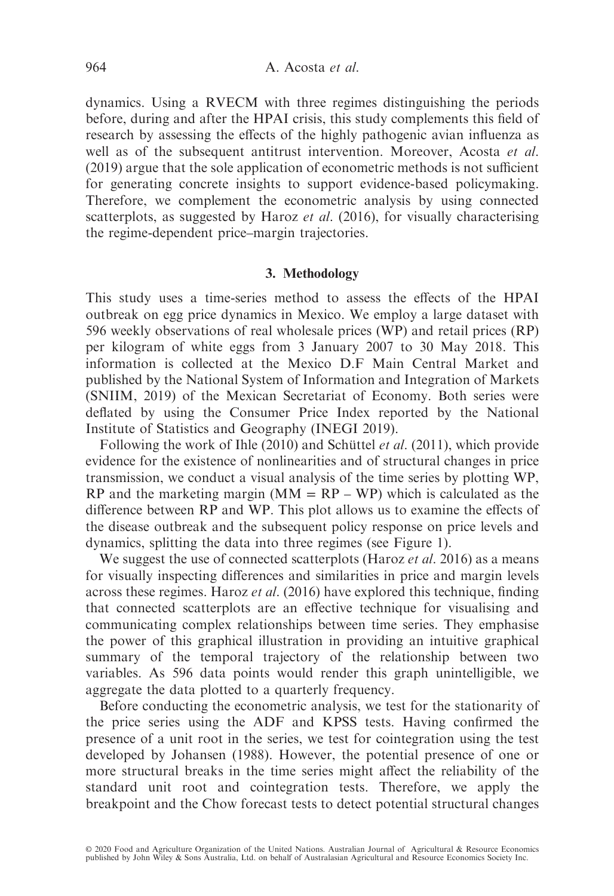dynamics. Using a RVECM with three regimes distinguishing the periods before, during and after the HPAI crisis, this study complements this field of research by assessing the effects of the highly pathogenic avian influenza as well as of the subsequent antitrust intervention. Moreover, Acosta *et al.* (2019) argue that the sole application of econometric methods is not sufficient for generating concrete insights to support evidence-based policymaking. Therefore, we complement the econometric analysis by using connected scatterplots, as suggested by Haroz *et al.* (2016), for visually characterising the regime-dependent price–margin trajectories.

## 3. Methodology

This study uses a time-series method to assess the effects of the HPAI outbreak on egg price dynamics in Mexico. We employ a large dataset with 596 weekly observations of real wholesale prices (WP) and retail prices (RP) per kilogram of white eggs from 3 January 2007 to 30 May 2018. This information is collected at the Mexico D.F Main Central Market and published by the National System of Information and Integration of Markets (SNIIM, 2019) of the Mexican Secretariat of Economy. Both series were deflated by using the Consumer Price Index reported by the National Institute of Statistics and Geography (INEGI 2019).

Following the work of Ihle (2010) and Schüttel *et al.* (2011), which provide evidence for the existence of nonlinearities and of structural changes in price transmission, we conduct a visual analysis of the time series by plotting WP, RP and the marketing margin (MM = RP – WP) which is calculated as the difference between RP and WP. This plot allows us to examine the effects of the disease outbreak and the subsequent policy response on price levels and dynamics, splitting the data into three regimes (see Figure 1).

We suggest the use of connected scatterplots (Haroz *et al.* 2016) as a means for visually inspecting differences and similarities in price and margin levels across these regimes. Haroz *et al.* (2016) have explored this technique, finding that connected scatterplots are an effective technique for visualising and communicating complex relationships between time series. They emphasise the power of this graphical illustration in providing an intuitive graphical summary of the temporal trajectory of the relationship between two variables. As 596 data points would render this graph unintelligible, we aggregate the data plotted to a quarterly frequency.

Before conducting the econometric analysis, we test for the stationarity of the price series using the ADF and KPSS tests. Having confirmed the presence of a unit root in the series, we test for cointegration using the test developed by Johansen (1988). However, the potential presence of one or more structural breaks in the time series might affect the reliability of the standard unit root and cointegration tests. Therefore, we apply the breakpoint and the Chow forecast tests to detect potential structural changes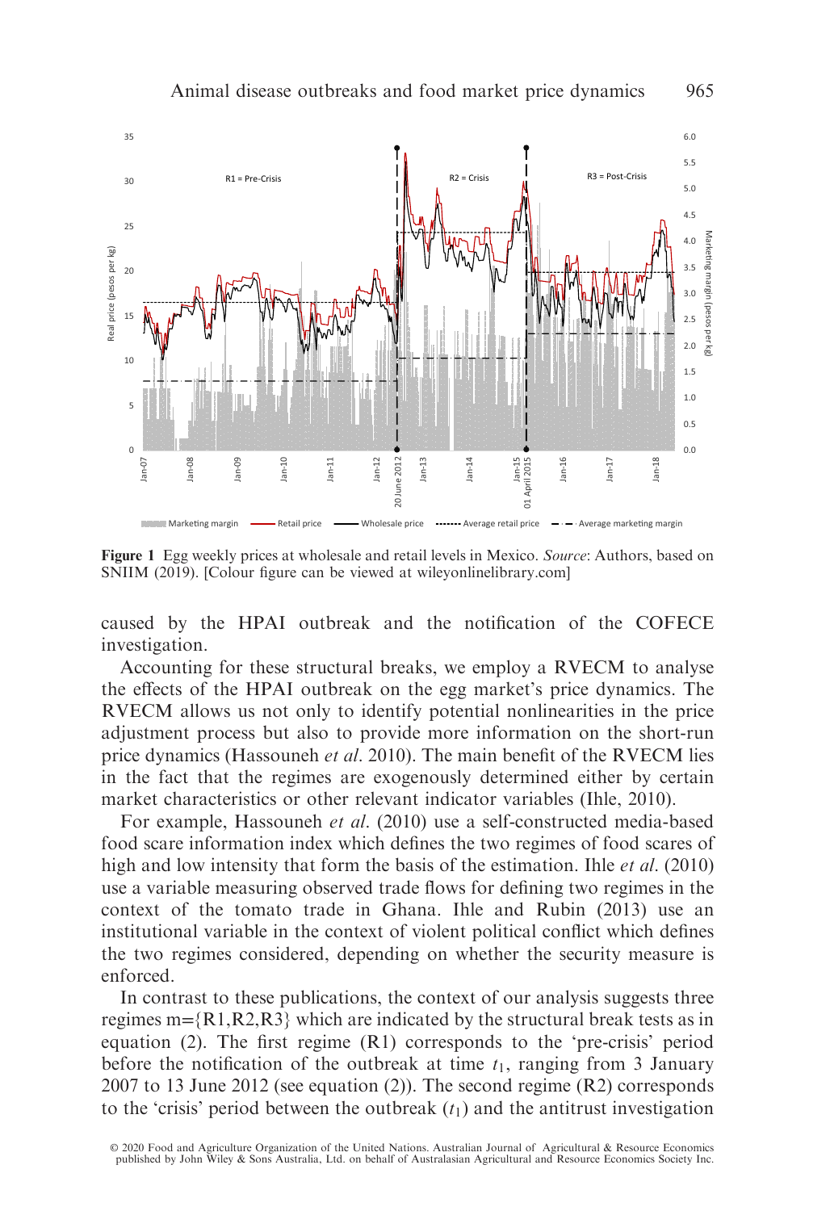**Figure 1** Egg weekly prices at wholesale and retail levels in Mexico. *Source*: Authors, based on SNIIM (2019). [Colour figure can be viewed at wileyonlinelibrary.com]

caused by the HPAI outbreak and the notification of the COFECE investigation.

Accounting for these structural breaks, we employ a RVECM to analyse the effects of the HPAI outbreak on the egg market's price dynamics. The RVECM allows us not only to identify potential nonlinearities in the price adjustment process but also to provide more information on the short-run price dynamics (Hassouneh *et al.* 2010). The main benefit of the RVECM lies in the fact that the regimes are exogenously determined either by certain market characteristics or other relevant indicator variables (Ihle, 2010).

For example, Hassouneh *et al.* (2010) use a self-constructed media-based food scare information index which defines the two regimes of food scares of high and low intensity that form the basis of the estimation. Ihle *et al.* (2010) use a variable measuring observed trade flows for defining two regimes in the context of the tomato trade in Ghana. Ihle and Rubin (2013) use an institutional variable in the context of violent political conflict which defines the two regimes considered, depending on whether the security measure is enforced.

In contrast to these publications, the context of our analysis suggests three regimes m={R1,R2,R3} which are indicated by the structural break tests as in equation (2). The first regime (R1) corresponds to the 'pre-crisis' period before the notification of the outbreak at time $t_1$, ranging from 3 January 2007 to 13 June 2012 (see equation (2)). The second regime (R2) corresponds to the 'crisis' period between the outbreak ($t_1$) and the antitrust investigation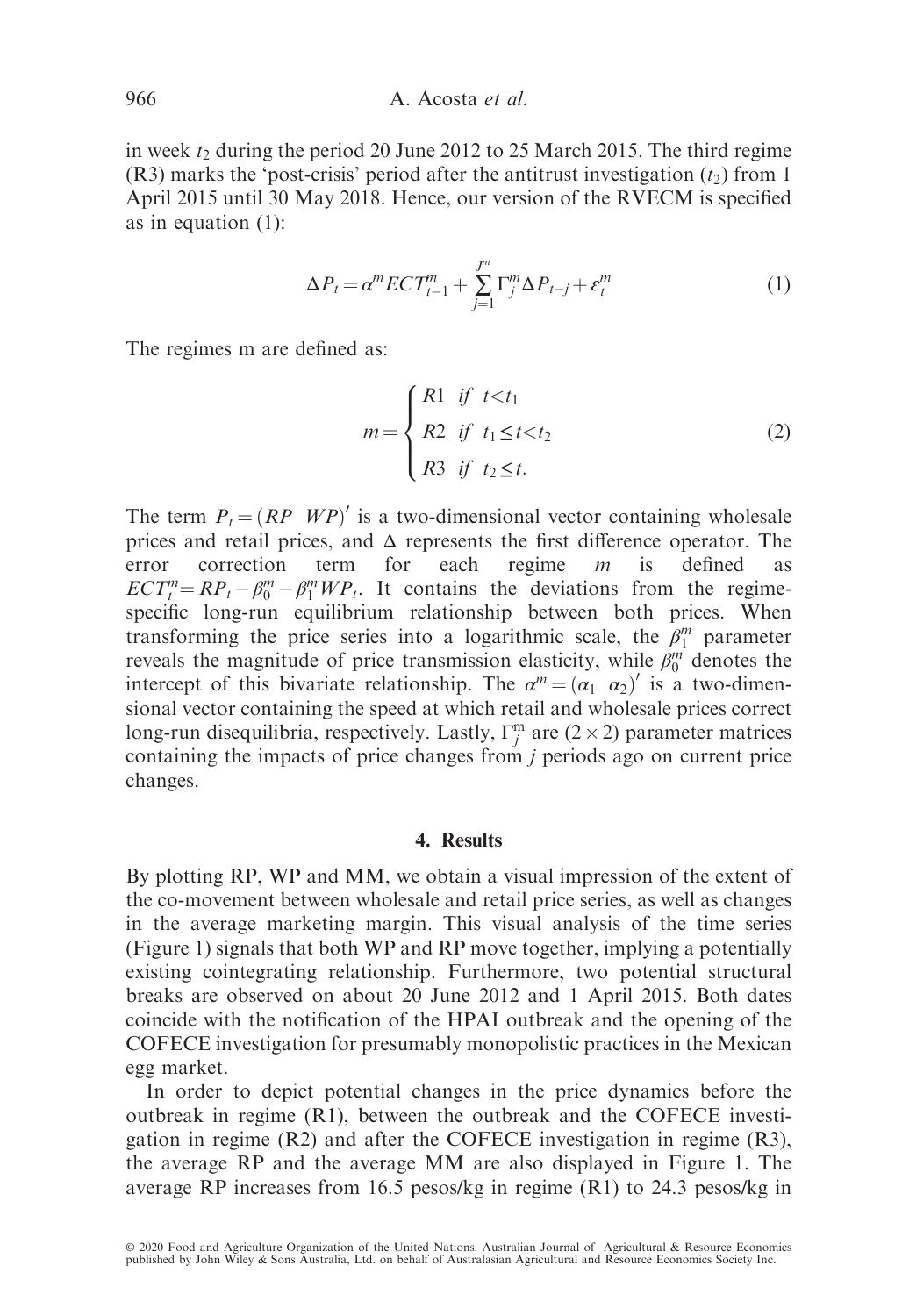in week $t_2$ during the period 20 June 2012 to 25 March 2015. The third regime (R3) marks the 'post-crisis' period after the antitrust investigation ($t_2$) from 1 April 2015 until 30 May 2018. Hence, our version of the RVECM is specified as in equation (1):

$$\Delta P_t = \alpha^m ECT_{t-1}^m + \sum_{j=1}^{J^m} \Gamma_j^m \Delta P_{t-j} + \varepsilon_t^m \tag{1}$$

The regimes m are defined as:

$$m = \begin{cases} R1 \;\; if \;\; t < t_1 \\ R2 \;\; if \;\; t_1 \leq t < t_2 \\ R3 \;\; if \;\; t_2 \leq t. \end{cases} \tag{2}$$

The term $P_t = (RP \;\; WP)'$ is a two-dimensional vector containing wholesale prices and retail prices, and $\Delta$ represents the first difference operator. The error correction term for each regime $m$ is defined as $ECT_t^m = RP_t - \beta_0^m - \beta_1^m WP_t$. It contains the deviations from the regime-specific long-run equilibrium relationship between both prices. When transforming the price series into a logarithmic scale, the $\beta_1^m$ parameter reveals the magnitude of price transmission elasticity, while $\beta_0^m$ denotes the intercept of this bivariate relationship. The $\alpha^m = (\alpha_1 \;\; \alpha_2)'$ is a two-dimensional vector containing the speed at which retail and wholesale prices correct long-run disequilibria, respectively. Lastly, $\Gamma_j^m$ are $(2 \times 2)$ parameter matrices containing the impacts of price changes from $j$ periods ago on current price changes.

## 4. Results

By plotting RP, WP and MM, we obtain a visual impression of the extent of the co-movement between wholesale and retail price series, as well as changes in the average marketing margin. This visual analysis of the time series (Figure 1) signals that both WP and RP move together, implying a potentially existing cointegrating relationship. Furthermore, two potential structural breaks are observed on about 20 June 2012 and 1 April 2015. Both dates coincide with the notification of the HPAI outbreak and the opening of the COFECE investigation for presumably monopolistic practices in the Mexican egg market.

In order to depict potential changes in the price dynamics before the outbreak in regime (R1), between the outbreak and the COFECE investigation in regime (R2) and after the COFECE investigation in regime (R3), the average RP and the average MM are also displayed in Figure 1. The average RP increases from 16.5 pesos/kg in regime (R1) to 24.3 pesos/kg in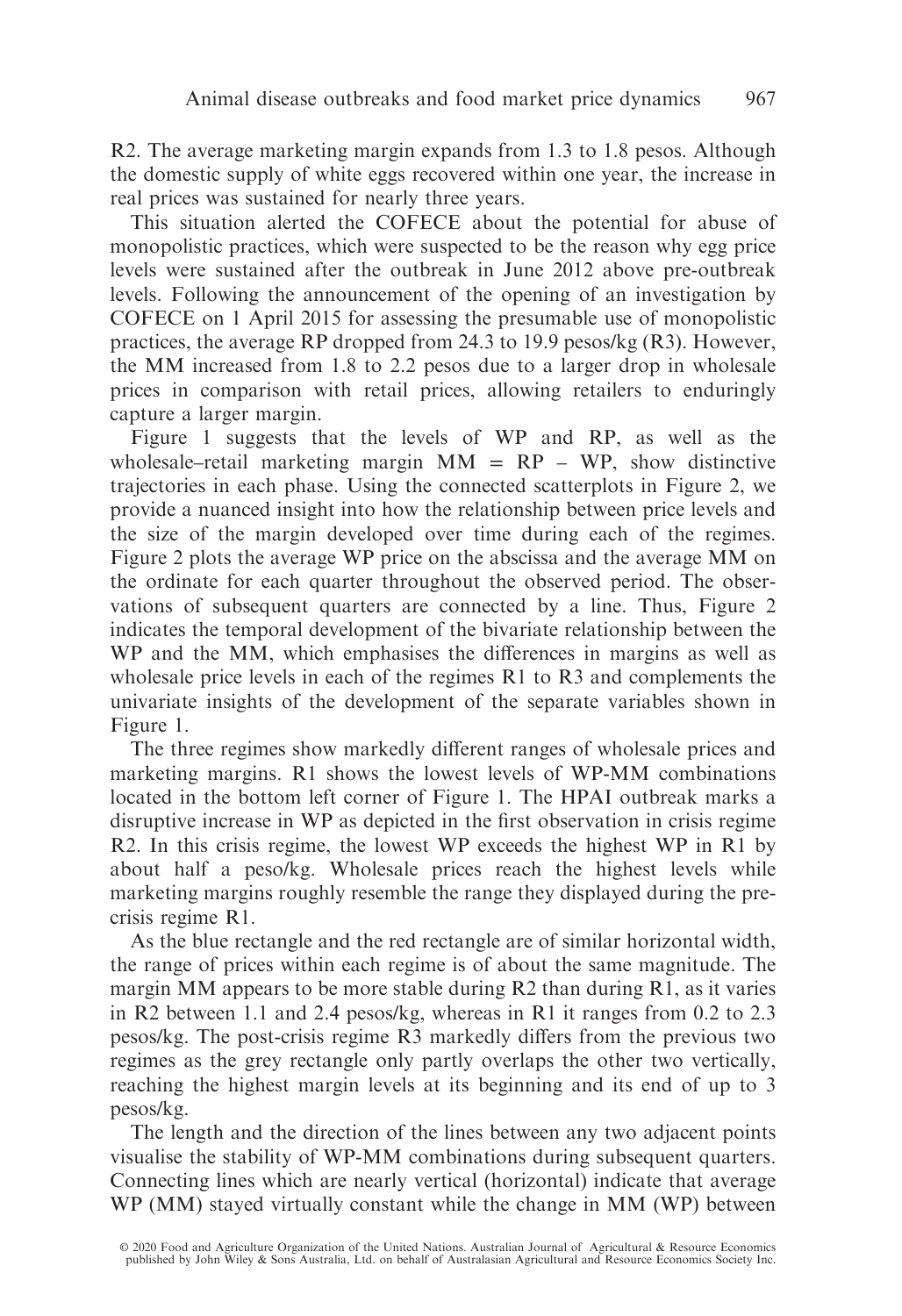R2. The average marketing margin expands from 1.3 to 1.8 pesos. Although the domestic supply of white eggs recovered within one year, the increase in real prices was sustained for nearly three years.

This situation alerted the COFECE about the potential for abuse of monopolistic practices, which were suspected to be the reason why egg price levels were sustained after the outbreak in June 2012 above pre-outbreak levels. Following the announcement of the opening of an investigation by COFECE on 1 April 2015 for assessing the presumable use of monopolistic practices, the average RP dropped from 24.3 to 19.9 pesos/kg (R3). However, the MM increased from 1.8 to 2.2 pesos due to a larger drop in wholesale prices in comparison with retail prices, allowing retailers to enduringly capture a larger margin.

Figure 1 suggests that the levels of WP and RP, as well as the wholesale–retail marketing margin MM = RP – WP, show distinctive trajectories in each phase. Using the connected scatterplots in Figure 2, we provide a nuanced insight into how the relationship between price levels and the size of the margin developed over time during each of the regimes. Figure 2 plots the average WP price on the abscissa and the average MM on the ordinate for each quarter throughout the observed period. The observations of subsequent quarters are connected by a line. Thus, Figure 2 indicates the temporal development of the bivariate relationship between the WP and the MM, which emphasises the differences in margins as well as wholesale price levels in each of the regimes R1 to R3 and complements the univariate insights of the development of the separate variables shown in Figure 1.

The three regimes show markedly different ranges of wholesale prices and marketing margins. R1 shows the lowest levels of WP-MM combinations located in the bottom left corner of Figure 1. The HPAI outbreak marks a disruptive increase in WP as depicted in the first observation in crisis regime R2. In this crisis regime, the lowest WP exceeds the highest WP in R1 by about half a peso/kg. Wholesale prices reach the highest levels while marketing margins roughly resemble the range they displayed during the pre-crisis regime R1.

As the blue rectangle and the red rectangle are of similar horizontal width, the range of prices within each regime is of about the same magnitude. The margin MM appears to be more stable during R2 than during R1, as it varies in R2 between 1.1 and 2.4 pesos/kg, whereas in R1 it ranges from 0.2 to 2.3 pesos/kg. The post-crisis regime R3 markedly differs from the previous two regimes as the grey rectangle only partly overlaps the other two vertically, reaching the highest margin levels at its beginning and its end of up to 3 pesos/kg.

The length and the direction of the lines between any two adjacent points visualise the stability of WP-MM combinations during subsequent quarters. Connecting lines which are nearly vertical (horizontal) indicate that average WP (MM) stayed virtually constant while the change in MM (WP) between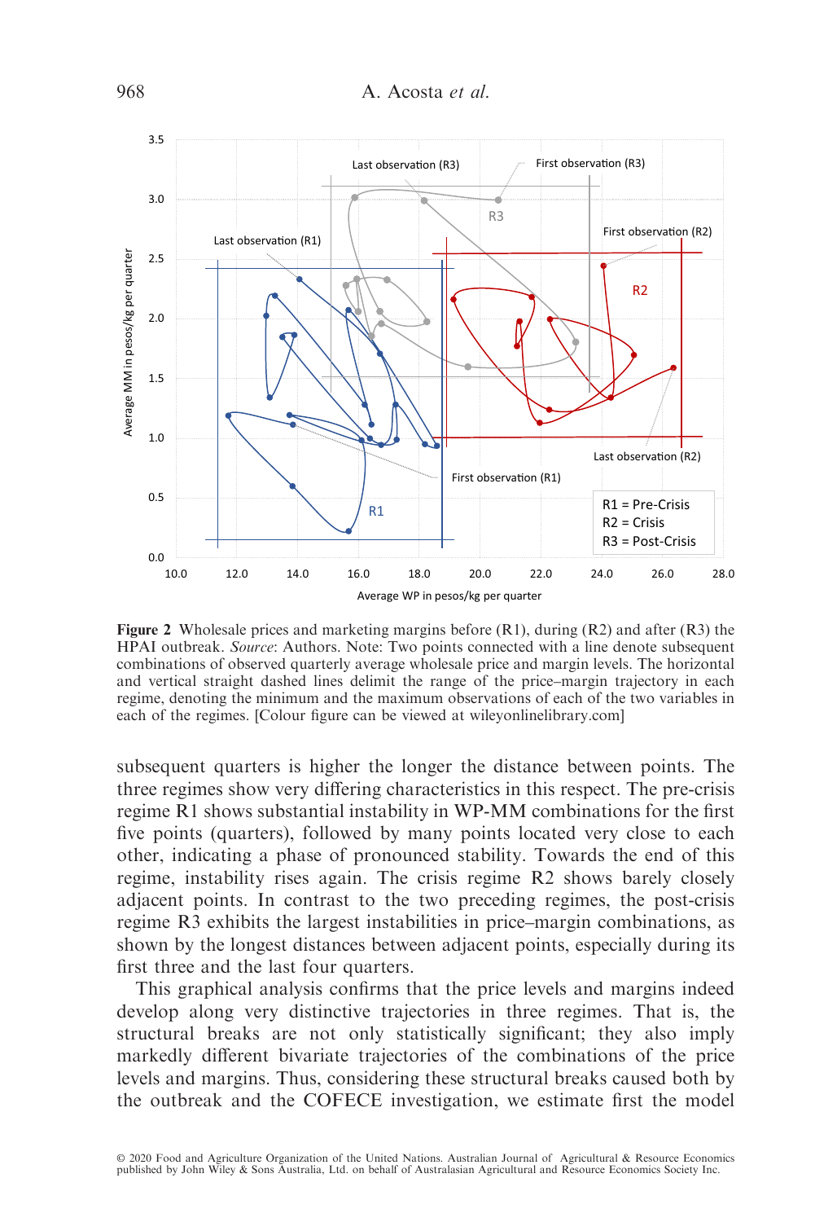**Figure 2** Wholesale prices and marketing margins before (R1), during (R2) and after (R3) the HPAI outbreak. *Source*: Authors. Note: Two points connected with a line denote subsequent combinations of observed quarterly average wholesale price and margin levels. The horizontal and vertical straight dashed lines delimit the range of the price–margin trajectory in each regime, denoting the minimum and the maximum observations of each of the two variables in each of the regimes. [Colour figure can be viewed at wileyonlinelibrary.com]

subsequent quarters is higher the longer the distance between points. The three regimes show very differing characteristics in this respect. The pre-crisis regime R1 shows substantial instability in WP-MM combinations for the first five points (quarters), followed by many points located very close to each other, indicating a phase of pronounced stability. Towards the end of this regime, instability rises again. The crisis regime R2 shows barely closely adjacent points. In contrast to the two preceding regimes, the post-crisis regime R3 exhibits the largest instabilities in price–margin combinations, as shown by the longest distances between adjacent points, especially during its first three and the last four quarters.

This graphical analysis confirms that the price levels and margins indeed develop along very distinctive trajectories in three regimes. That is, the structural breaks are not only statistically significant; they also imply markedly different bivariate trajectories of the combinations of the price levels and margins. Thus, considering these structural breaks caused both by the outbreak and the COFECE investigation, we estimate first the model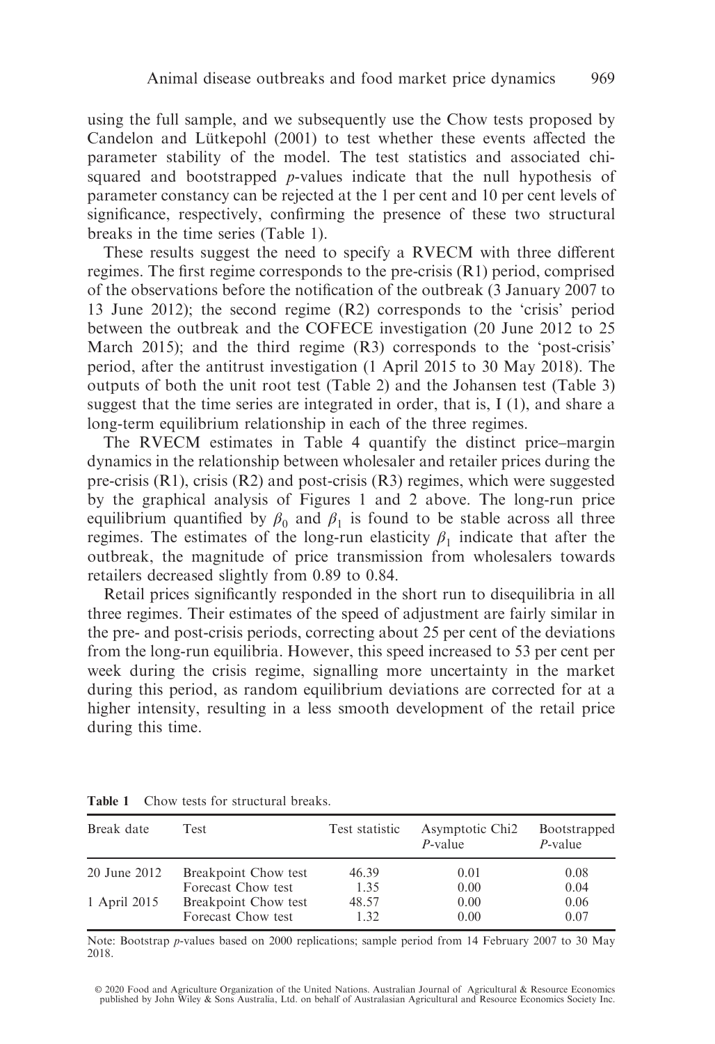using the full sample, and we subsequently use the Chow tests proposed by Candelon and Lütkepohl (2001) to test whether these events affected the parameter stability of the model. The test statistics and associated chi-squared and bootstrapped *p*-values indicate that the null hypothesis of parameter constancy can be rejected at the 1 per cent and 10 per cent levels of significance, respectively, confirming the presence of these two structural breaks in the time series (Table 1).

These results suggest the need to specify a RVECM with three different regimes. The first regime corresponds to the pre-crisis (R1) period, comprised of the observations before the notification of the outbreak (3 January 2007 to 13 June 2012); the second regime (R2) corresponds to the 'crisis' period between the outbreak and the COFECE investigation (20 June 2012 to 25 March 2015); and the third regime (R3) corresponds to the 'post-crisis' period, after the antitrust investigation (1 April 2015 to 30 May 2018). The outputs of both the unit root test (Table 2) and the Johansen test (Table 3) suggest that the time series are integrated in order, that is, I (1), and share a long-term equilibrium relationship in each of the three regimes.

The RVECM estimates in Table 4 quantify the distinct price–margin dynamics in the relationship between wholesaler and retailer prices during the pre-crisis (R1), crisis (R2) and post-crisis (R3) regimes, which were suggested by the graphical analysis of Figures 1 and 2 above. The long-run price equilibrium quantified by $\beta_0$ and $\beta_1$ is found to be stable across all three regimes. The estimates of the long-run elasticity $\beta_1$ indicate that after the outbreak, the magnitude of price transmission from wholesalers towards retailers decreased slightly from 0.89 to 0.84.

Retail prices significantly responded in the short run to disequilibria in all three regimes. Their estimates of the speed of adjustment are fairly similar in the pre- and post-crisis periods, correcting about 25 per cent of the deviations from the long-run equilibria. However, this speed increased to 53 per cent per week during the crisis regime, signalling more uncertainty in the market during this period, as random equilibrium deviations are corrected for at a higher intensity, resulting in a less smooth development of the retail price during this time.

**Table 1** Chow tests for structural breaks.

| Break date | Test | Test statistic | Asymptotic Chi2 *P*-value | Bootstrapped *P*-value |
|---|---|---|---|---|
| 20 June 2012 | Breakpoint Chow test | 46.39 | 0.01 | 0.08 |
| | Forecast Chow test | 1.35 | 0.00 | 0.04 |
| 1 April 2015 | Breakpoint Chow test | 48.57 | 0.00 | 0.06 |
| | Forecast Chow test | 1.32 | 0.00 | 0.07 |

Note: Bootstrap *p*-values based on 2000 replications; sample period from 14 February 2007 to 30 May 2018.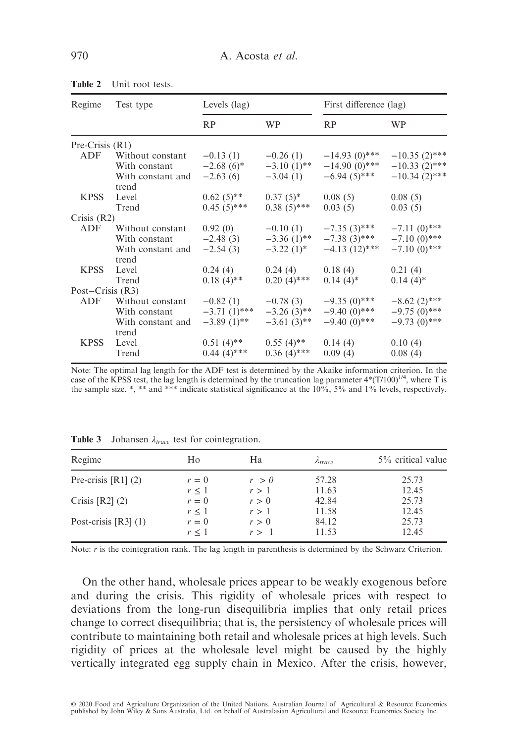**Table 2** Unit root tests.

| Regime | Test type | Levels (lag) | | First difference (lag) | |
|---|---|---|---|---|---|
| | | RP | WP | RP | WP |
| Pre-Crisis (R1) | | | | | |
| ADF | Without constant | −0.13 (1) | −0.26 (1) | −14.93 (0)*** | −10.35 (2)*** |
| | With constant | −2.68 (6)* | −3.10 (1)** | −14.90 (0)*** | −10.33 (2)*** |
| | With constant and trend | −2.63 (6) | −3.04 (1) | −6.94 (5)*** | −10.34 (2)*** |
| KPSS | Level | 0.62 (5)** | 0.37 (5)* | 0.08 (5) | 0.08 (5) |
| | Trend | 0.45 (5)*** | 0.38 (5)*** | 0.03 (5) | 0.03 (5) |
| Crisis (R2) | | | | | |
| ADF | Without constant | 0.92 (0) | −0.10 (1) | −7.35 (3)*** | −7.11 (0)*** |
| | With constant | −2.48 (3) | −3.36 (1)** | −7.38 (3)*** | −7.10 (0)*** |
| | With constant and trend | −2.54 (3) | −3.22 (1)* | −4.13 (12)*** | −7.10 (0)*** |
| KPSS | Level | 0.24 (4) | 0.24 (4) | 0.18 (4) | 0.21 (4) |
| | Trend | 0.18 (4)** | 0.20 (4)*** | 0.14 (4)* | 0.14 (4)* |
| Post−Crisis (R3) | | | | | |
| ADF | Without constant | −0.82 (1) | −0.78 (3) | −9.35 (0)*** | −8.62 (2)*** |
| | With constant | −3.71 (1)*** | −3.26 (3)** | −9.40 (0)*** | −9.75 (0)*** |
| | With constant and trend | −3.89 (1)** | −3.61 (3)** | −9.40 (0)*** | −9.73 (0)*** |
| KPSS | Level | 0.51 (4)** | 0.55 (4)** | 0.14 (4) | 0.10 (4) |
| | Trend | 0.44 (4)*** | 0.36 (4)*** | 0.09 (4) | 0.08 (4) |

Note: The optimal lag length for the ADF test is determined by the Akaike information criterion. In the case of the KPSS test, the lag length is determined by the truncation lag parameter $4*(T/100)^{1/4}$, where T is the sample size. *, ** and *** indicate statistical significance at the 10%, 5% and 1% levels, respectively.

**Table 3** Johansen $\lambda_{trace}$ test for cointegration.

| Regime | Ho | Ha | $\lambda_{trace}$ | 5% critical value |
|---|---|---|---|---|
| Pre-crisis [R1] (2) | $r = 0$ | $r > 0$ | 57.28 | 25.73 |
| | $r \leq 1$ | $r > 1$ | 11.63 | 12.45 |
| Crisis [R2] (2) | $r = 0$ | $r > 0$ | 42.84 | 25.73 |
| | $r \leq 1$ | $r > 1$ | 11.58 | 12.45 |
| Post-crisis [R3] (1) | $r = 0$ | $r > 0$ | 84.12 | 25.73 |
| | $r \leq 1$ | $r > 1$ | 11.53 | 12.45 |

Note: $r$ is the cointegration rank. The lag length in parenthesis is determined by the Schwarz Criterion.

On the other hand, wholesale prices appear to be weakly exogenous before and during the crisis. This rigidity of wholesale prices with respect to deviations from the long-run disequilibria implies that only retail prices change to correct disequilibria; that is, the persistency of wholesale prices will contribute to maintaining both retail and wholesale prices at high levels. Such rigidity of prices at the wholesale level might be caused by the highly vertically integrated egg supply chain in Mexico. After the crisis, however,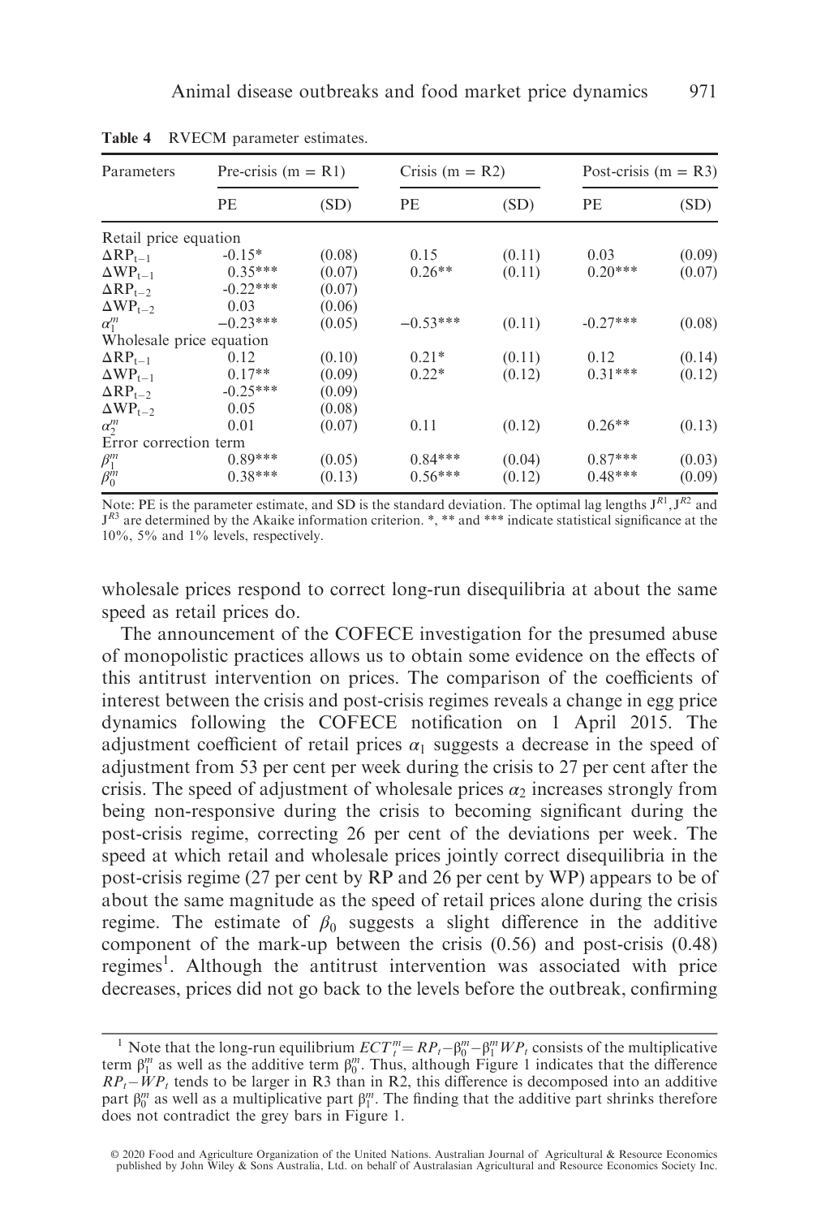**Table 4** RVECM parameter estimates.

| Parameters | Pre-crisis (m = R1) | | Crisis (m = R2) | | Post-crisis (m = R3) | |
|---|---|---|---|---|---|---|
| | PE | (SD) | PE | (SD) | PE | (SD) |
| Retail price equation | | | | | | |
| $\Delta RP_{t-1}$ | -0.15* | (0.08) | 0.15 | (0.11) | 0.03 | (0.09) |
| $\Delta WP_{t-1}$ | 0.35*** | (0.07) | 0.26** | (0.11) | 0.20*** | (0.07) |
| $\Delta RP_{t-2}$ | -0.22*** | (0.07) | | | | |
| $\Delta WP_{t-2}$ | 0.03 | (0.06) | | | | |
| $\alpha_1^m$ | −0.23*** | (0.05) | −0.53*** | (0.11) | -0.27*** | (0.08) |
| Wholesale price equation | | | | | | |
| $\Delta RP_{t-1}$ | 0.12 | (0.10) | 0.21* | (0.11) | 0.12 | (0.14) |
| $\Delta WP_{t-1}$ | 0.17** | (0.09) | 0.22* | (0.12) | 0.31*** | (0.12) |
| $\Delta RP_{t-2}$ | -0.25*** | (0.09) | | | | |
| $\Delta WP_{t-2}$ | 0.05 | (0.08) | | | | |
| $\alpha_2^m$ | 0.01 | (0.07) | 0.11 | (0.12) | 0.26** | (0.13) |
| Error correction term | | | | | | |
| $\beta_1^m$ | 0.89*** | (0.05) | 0.84*** | (0.04) | 0.87*** | (0.03) |
| $\beta_0^m$ | 0.38*** | (0.13) | 0.56*** | (0.12) | 0.48*** | (0.09) |

Note: PE is the parameter estimate, and SD is the standard deviation. The optimal lag lengths $J^{R1}, J^{R2}$ and $J^{R3}$ are determined by the Akaike information criterion. *, ** and *** indicate statistical significance at the 10%, 5% and 1% levels, respectively.

wholesale prices respond to correct long-run disequilibria at about the same speed as retail prices do.

The announcement of the COFECE investigation for the presumed abuse of monopolistic practices allows us to obtain some evidence on the effects of this antitrust intervention on prices. The comparison of the coefficients of interest between the crisis and post-crisis regimes reveals a change in egg price dynamics following the COFECE notification on 1 April 2015. The adjustment coefficient of retail prices $\alpha_1$ suggests a decrease in the speed of adjustment from 53 per cent per week during the crisis to 27 per cent after the crisis. The speed of adjustment of wholesale prices $\alpha_2$ increases strongly from being non-responsive during the crisis to becoming significant during the post-crisis regime, correcting 26 per cent of the deviations per week. The speed at which retail and wholesale prices jointly correct disequilibria in the post-crisis regime (27 per cent by RP and 26 per cent by WP) appears to be of about the same magnitude as the speed of retail prices alone during the crisis regime. The estimate of $\beta_0$ suggests a slight difference in the additive component of the mark-up between the crisis (0.56) and post-crisis (0.48) regimes[1]. Although the antitrust intervention was associated with price decreases, prices did not go back to the levels before the outbreak, confirming

[1] Note that the long-run equilibrium $ECT_t^m = RP_t - \beta_0^m - \beta_1^m WP_t$ consists of the multiplicative term $\beta_1^m$ as well as the additive term $\beta_0^m$. Thus, although Figure 1 indicates that the difference $RP_t - WP_t$ tends to be larger in R3 than in R2, this difference is decomposed into an additive part $\beta_0^m$ as well as a multiplicative part $\beta_1^m$. The finding that the additive part shrinks therefore does not contradict the grey bars in Figure 1.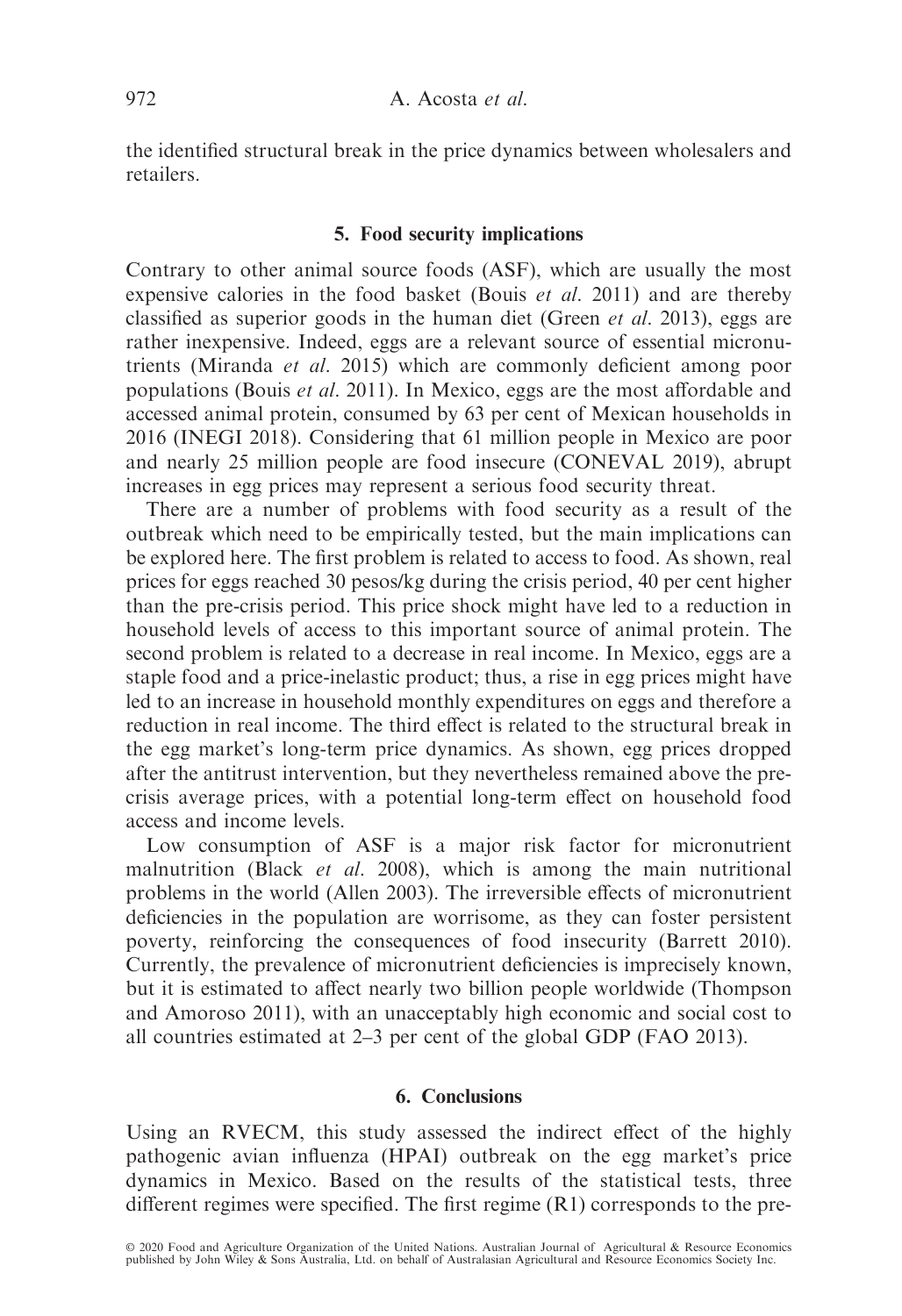the identified structural break in the price dynamics between wholesalers and retailers.

## 5. Food security implications

Contrary to other animal source foods (ASF), which are usually the most expensive calories in the food basket (Bouis *et al.* 2011) and are thereby classified as superior goods in the human diet (Green *et al.* 2013), eggs are rather inexpensive. Indeed, eggs are a relevant source of essential micronutrients (Miranda *et al.* 2015) which are commonly deficient among poor populations (Bouis *et al.* 2011). In Mexico, eggs are the most affordable and accessed animal protein, consumed by 63 per cent of Mexican households in 2016 (INEGI 2018). Considering that 61 million people in Mexico are poor and nearly 25 million people are food insecure (CONEVAL 2019), abrupt increases in egg prices may represent a serious food security threat.

There are a number of problems with food security as a result of the outbreak which need to be empirically tested, but the main implications can be explored here. The first problem is related to access to food. As shown, real prices for eggs reached 30 pesos/kg during the crisis period, 40 per cent higher than the pre-crisis period. This price shock might have led to a reduction in household levels of access to this important source of animal protein. The second problem is related to a decrease in real income. In Mexico, eggs are a staple food and a price-inelastic product; thus, a rise in egg prices might have led to an increase in household monthly expenditures on eggs and therefore a reduction in real income. The third effect is related to the structural break in the egg market's long-term price dynamics. As shown, egg prices dropped after the antitrust intervention, but they nevertheless remained above the pre-crisis average prices, with a potential long-term effect on household food access and income levels.

Low consumption of ASF is a major risk factor for micronutrient malnutrition (Black *et al.* 2008), which is among the main nutritional problems in the world (Allen 2003). The irreversible effects of micronutrient deficiencies in the population are worrisome, as they can foster persistent poverty, reinforcing the consequences of food insecurity (Barrett 2010). Currently, the prevalence of micronutrient deficiencies is imprecisely known, but it is estimated to affect nearly two billion people worldwide (Thompson and Amoroso 2011), with an unacceptably high economic and social cost to all countries estimated at 2–3 per cent of the global GDP (FAO 2013).

## 6. Conclusions

Using an RVECM, this study assessed the indirect effect of the highly pathogenic avian influenza (HPAI) outbreak on the egg market's price dynamics in Mexico. Based on the results of the statistical tests, three different regimes were specified. The first regime (R1) corresponds to the pre-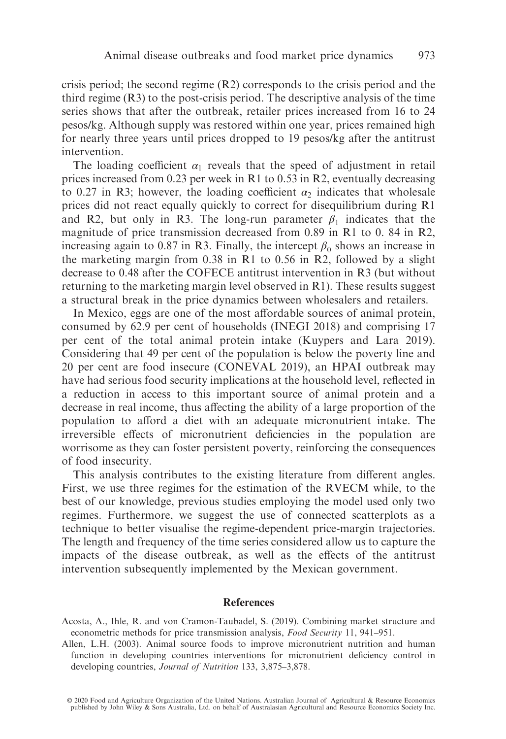crisis period; the second regime (R2) corresponds to the crisis period and the third regime (R3) to the post-crisis period. The descriptive analysis of the time series shows that after the outbreak, retailer prices increased from 16 to 24 pesos/kg. Although supply was restored within one year, prices remained high for nearly three years until prices dropped to 19 pesos/kg after the antitrust intervention.

The loading coefficient $\alpha_1$ reveals that the speed of adjustment in retail prices increased from 0.23 per week in R1 to 0.53 in R2, eventually decreasing to 0.27 in R3; however, the loading coefficient $\alpha_2$ indicates that wholesale prices did not react equally quickly to correct for disequilibrium during R1 and R2, but only in R3. The long-run parameter $\beta_1$ indicates that the magnitude of price transmission decreased from 0.89 in R1 to 0. 84 in R2, increasing again to 0.87 in R3. Finally, the intercept $\beta_0$ shows an increase in the marketing margin from 0.38 in R1 to 0.56 in R2, followed by a slight decrease to 0.48 after the COFECE antitrust intervention in R3 (but without returning to the marketing margin level observed in R1). These results suggest a structural break in the price dynamics between wholesalers and retailers.

In Mexico, eggs are one of the most affordable sources of animal protein, consumed by 62.9 per cent of households (INEGI 2018) and comprising 17 per cent of the total animal protein intake (Kuypers and Lara 2019). Considering that 49 per cent of the population is below the poverty line and 20 per cent are food insecure (CONEVAL 2019), an HPAI outbreak may have had serious food security implications at the household level, reflected in a reduction in access to this important source of animal protein and a decrease in real income, thus affecting the ability of a large proportion of the population to afford a diet with an adequate micronutrient intake. The irreversible effects of micronutrient deficiencies in the population are worrisome as they can foster persistent poverty, reinforcing the consequences of food insecurity.

This analysis contributes to the existing literature from different angles. First, we use three regimes for the estimation of the RVECM while, to the best of our knowledge, previous studies employing the model used only two regimes. Furthermore, we suggest the use of connected scatterplots as a technique to better visualise the regime-dependent price-margin trajectories. The length and frequency of the time series considered allow us to capture the impacts of the disease outbreak, as well as the effects of the antitrust intervention subsequently implemented by the Mexican government.

## References

Acosta, A., Ihle, R. and von Cramon-Taubadel, S. (2019). Combining market structure and econometric methods for price transmission analysis, *Food Security* 11, 941–951.

Allen, L.H. (2003). Animal source foods to improve micronutrient nutrition and human function in developing countries interventions for micronutrient deficiency control in developing countries, *Journal of Nutrition* 133, 3,875–3,878.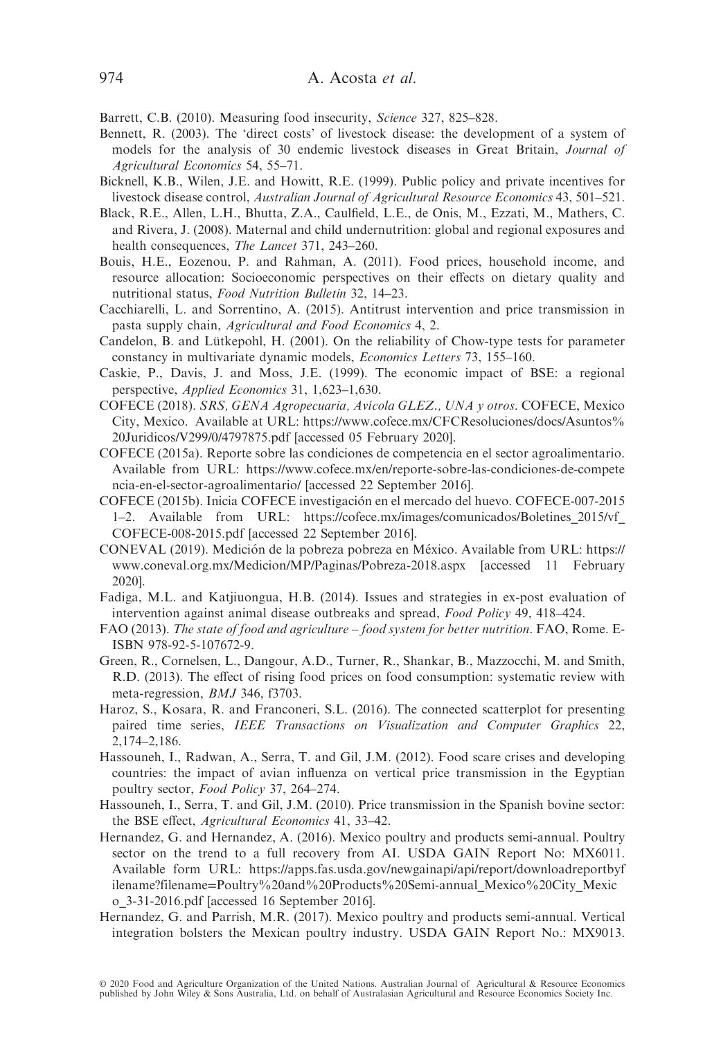Barrett, C.B. (2010). Measuring food insecurity, *Science* 327, 825–828.

Bennett, R. (2003). The 'direct costs' of livestock disease: the development of a system of models for the analysis of 30 endemic livestock diseases in Great Britain, *Journal of Agricultural Economics* 54, 55–71.

Bicknell, K.B., Wilen, J.E. and Howitt, R.E. (1999). Public policy and private incentives for livestock disease control, *Australian Journal of Agricultural Resource Economics* 43, 501–521.

Black, R.E., Allen, L.H., Bhutta, Z.A., Caulfield, L.E., de Onis, M., Ezzati, M., Mathers, C. and Rivera, J. (2008). Maternal and child undernutrition: global and regional exposures and health consequences, *The Lancet* 371, 243–260.

Bouis, H.E., Eozenou, P. and Rahman, A. (2011). Food prices, household income, and resource allocation: Socioeconomic perspectives on their effects on dietary quality and nutritional status, *Food Nutrition Bulletin* 32, 14–23.

Cacchiarelli, L. and Sorrentino, A. (2015). Antitrust intervention and price transmission in pasta supply chain, *Agricultural and Food Economics* 4, 2.

Candelon, B. and Lütkepohl, H. (2001). On the reliability of Chow-type tests for parameter constancy in multivariate dynamic models, *Economics Letters* 73, 155–160.

Caskie, P., Davis, J. and Moss, J.E. (1999). The economic impact of BSE: a regional perspective, *Applied Economics* 31, 1,623–1,630.

COFECE (2018). *SRS, GENA Agropecuaria, Avícola GLEZ., UNA y otros*. COFECE, Mexico City, Mexico. Available at URL: https://www.cofece.mx/CFCResoluciones/docs/Asuntos%20Juridicos/V299/0/4797875.pdf [accessed 05 February 2020].

COFECE (2015a). Reporte sobre las condiciones de competencia en el sector agroalimentario. Available from URL: https://www.cofece.mx/en/reporte-sobre-las-condiciones-de-competencia-en-el-sector-agroalimentario/ [accessed 22 September 2016].

COFECE (2015b). Inicia COFECE investigación en el mercado del huevo. COFECE-007-2015 1–2. Available from URL: https://cofece.mx/images/comunicados/Boletines_2015/vf_COFECE-008-2015.pdf [accessed 22 September 2016].

CONEVAL (2019). Medición de la pobreza pobreza en México. Available from URL: https://www.coneval.org.mx/Medicion/MP/Paginas/Pobreza-2018.aspx [accessed 11 February 2020].

Fadiga, M.L. and Katjiuongua, H.B. (2014). Issues and strategies in ex-post evaluation of intervention against animal disease outbreaks and spread, *Food Policy* 49, 418–424.

FAO (2013). *The state of food and agriculture – food system for better nutrition*. FAO, Rome. E-ISBN 978-92-5-107672-9.

Green, R., Cornelsen, L., Dangour, A.D., Turner, R., Shankar, B., Mazzocchi, M. and Smith, R.D. (2013). The effect of rising food prices on food consumption: systematic review with meta-regression, *BMJ* 346, f3703.

Haroz, S., Kosara, R. and Franconeri, S.L. (2016). The connected scatterplot for presenting paired time series, *IEEE Transactions on Visualization and Computer Graphics* 22, 2,174–2,186.

Hassouneh, I., Radwan, A., Serra, T. and Gil, J.M. (2012). Food scare crises and developing countries: the impact of avian influenza on vertical price transmission in the Egyptian poultry sector, *Food Policy* 37, 264–274.

Hassouneh, I., Serra, T. and Gil, J.M. (2010). Price transmission in the Spanish bovine sector: the BSE effect, *Agricultural Economics* 41, 33–42.

Hernandez, G. and Hernandez, A. (2016). Mexico poultry and products semi-annual. Poultry sector on the trend to a full recovery from AI. USDA GAIN Report No: MX6011. Available form URL: https://apps.fas.usda.gov/newgainapi/api/report/downloadreportbyfilename?filename=Poultry%20and%20Products%20Semi-annual_Mexico%20City_Mexico_3-31-2016.pdf [accessed 16 September 2016].

Hernandez, G. and Parrish, M.R. (2017). Mexico poultry and products semi-annual. Vertical integration bolsters the Mexican poultry industry. USDA GAIN Report No.: MX9013.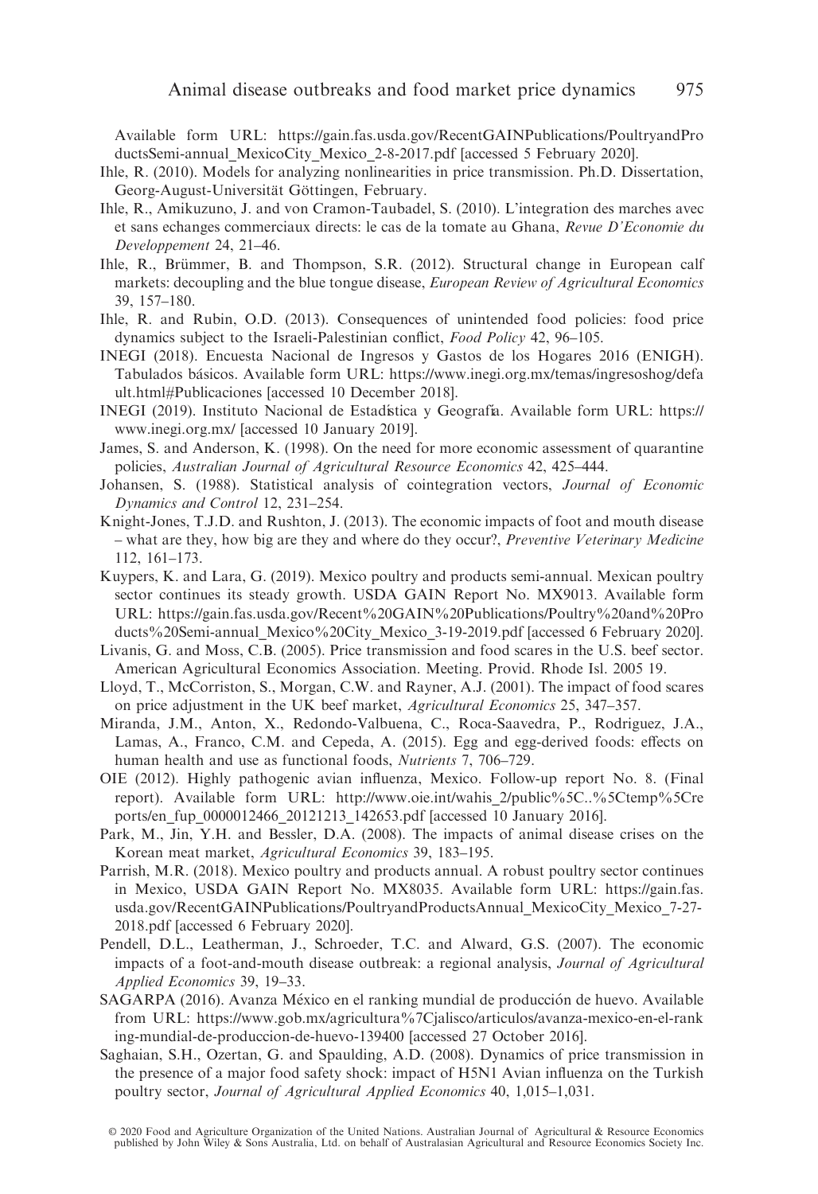Available form URL: https://gain.fas.usda.gov/RecentGAINPublications/PoultryandProductsSemi-annual_MexicoCity_Mexico_2-8-2017.pdf [accessed 5 February 2020].

Ihle, R. (2010). Models for analyzing nonlinearities in price transmission. Ph.D. Dissertation, Georg-August-Universität Göttingen, February.

Ihle, R., Amikuzuno, J. and von Cramon-Taubadel, S. (2010). L'integration des marches avec et sans echanges commerciaux directs: le cas de la tomate au Ghana, *Revue D'Economie du Developpement* 24, 21–46.

Ihle, R., Brümmer, B. and Thompson, S.R. (2012). Structural change in European calf markets: decoupling and the blue tongue disease, *European Review of Agricultural Economics* 39, 157–180.

Ihle, R. and Rubin, O.D. (2013). Consequences of unintended food policies: food price dynamics subject to the Israeli-Palestinian conflict, *Food Policy* 42, 96–105.

INEGI (2018). Encuesta Nacional de Ingresos y Gastos de los Hogares 2016 (ENIGH). Tabulados básicos. Available form URL: https://www.inegi.org.mx/temas/ingresoshog/default.html#Publicaciones [accessed 10 December 2018].

INEGI (2019). Instituto Nacional de Estadística y Geografía. Available form URL: https://www.inegi.org.mx/ [accessed 10 January 2019].

James, S. and Anderson, K. (1998). On the need for more economic assessment of quarantine policies, *Australian Journal of Agricultural Resource Economics* 42, 425–444.

Johansen, S. (1988). Statistical analysis of cointegration vectors, *Journal of Economic Dynamics and Control* 12, 231–254.

Knight-Jones, T.J.D. and Rushton, J. (2013). The economic impacts of foot and mouth disease – what are they, how big are they and where do they occur?, *Preventive Veterinary Medicine* 112, 161–173.

Kuypers, K. and Lara, G. (2019). Mexico poultry and products semi-annual. Mexican poultry sector continues its steady growth. USDA GAIN Report No. MX9013. Available form URL: https://gain.fas.usda.gov/Recent%20GAIN%20Publications/Poultry%20and%20Products%20Semi-annual_Mexico%20City_Mexico_3-19-2019.pdf [accessed 6 February 2020].

Livanis, G. and Moss, C.B. (2005). Price transmission and food scares in the U.S. beef sector. American Agricultural Economics Association. Meeting. Provid. Rhode Isl. 2005 19.

Lloyd, T., McCorriston, S., Morgan, C.W. and Rayner, A.J. (2001). The impact of food scares on price adjustment in the UK beef market, *Agricultural Economics* 25, 347–357.

Miranda, J.M., Anton, X., Redondo-Valbuena, C., Roca-Saavedra, P., Rodriguez, J.A., Lamas, A., Franco, C.M. and Cepeda, A. (2015). Egg and egg-derived foods: effects on human health and use as functional foods, *Nutrients* 7, 706–729.

OIE (2012). Highly pathogenic avian influenza, Mexico. Follow-up report No. 8. (Final report). Available form URL: http://www.oie.int/wahis_2/public%5C..%5Ctemp%5Creports/en_fup_0000012466_20121213_142653.pdf [accessed 10 January 2016].

Park, M., Jin, Y.H. and Bessler, D.A. (2008). The impacts of animal disease crises on the Korean meat market, *Agricultural Economics* 39, 183–195.

Parrish, M.R. (2018). Mexico poultry and products annual. A robust poultry sector continues in Mexico, USDA GAIN Report No. MX8035. Available form URL: https://gain.fas.usda.gov/RecentGAINPublications/PoultryandProductsAnnual_MexicoCity_Mexico_7-27-2018.pdf [accessed 6 February 2020].

Pendell, D.L., Leatherman, J., Schroeder, T.C. and Alward, G.S. (2007). The economic impacts of a foot-and-mouth disease outbreak: a regional analysis, *Journal of Agricultural Applied Economics* 39, 19–33.

SAGARPA (2016). Avanza México en el ranking mundial de producción de huevo. Available from URL: https://www.gob.mx/agricultura%7Cjalisco/articulos/avanza-mexico-en-el-ranking-mundial-de-produccion-de-huevo-139400 [accessed 27 October 2016].

Saghaian, S.H., Ozertan, G. and Spaulding, A.D. (2008). Dynamics of price transmission in the presence of a major food safety shock: impact of H5N1 Avian influenza on the Turkish poultry sector, *Journal of Agricultural Applied Economics* 40, 1,015–1,031.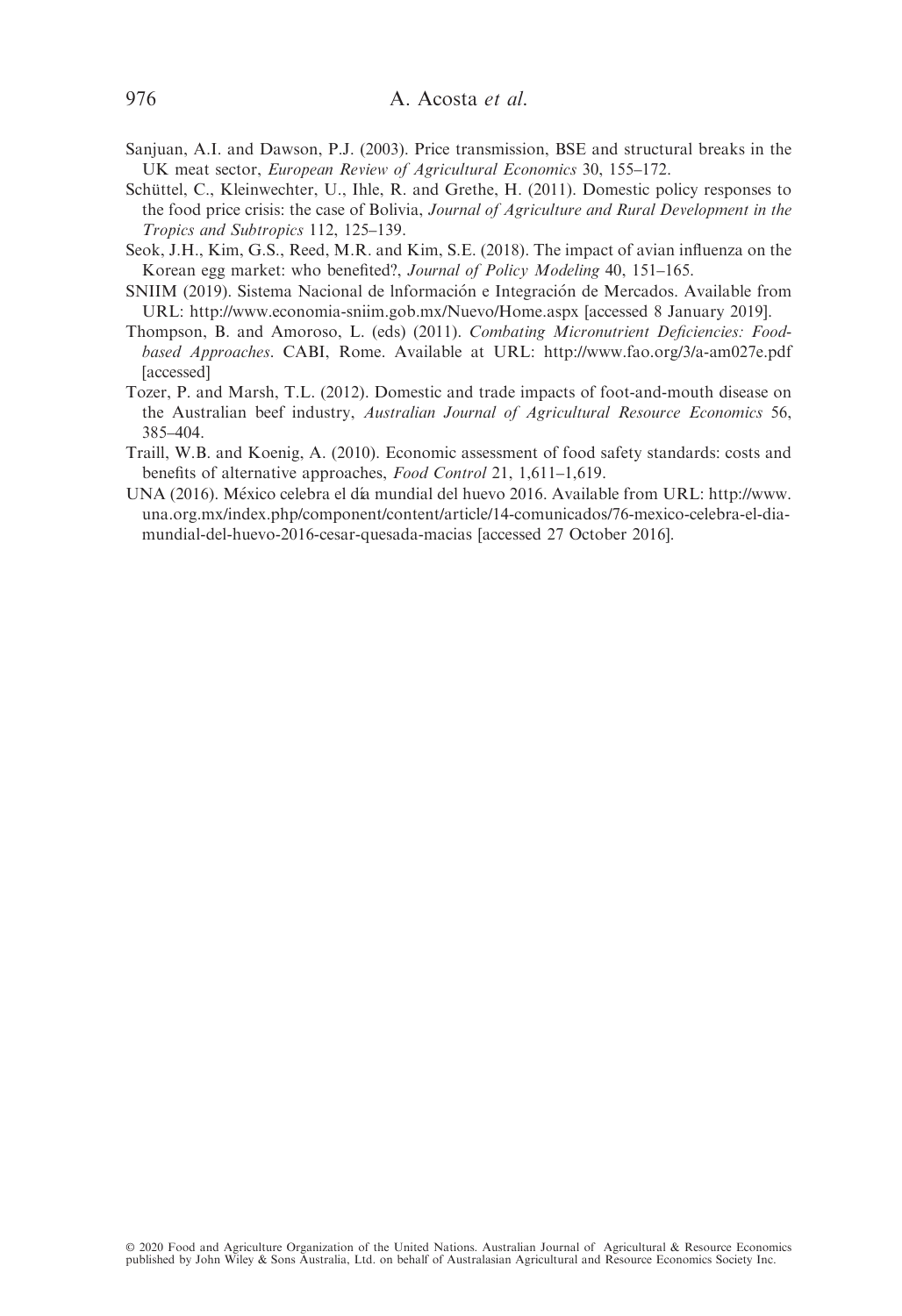Sanjuan, A.I. and Dawson, P.J. (2003). Price transmission, BSE and structural breaks in the UK meat sector, *European Review of Agricultural Economics* 30, 155–172.

Schüttel, C., Kleinwechter, U., Ihle, R. and Grethe, H. (2011). Domestic policy responses to the food price crisis: the case of Bolivia, *Journal of Agriculture and Rural Development in the Tropics and Subtropics* 112, 125–139.

Seok, J.H., Kim, G.S., Reed, M.R. and Kim, S.E. (2018). The impact of avian influenza on the Korean egg market: who benefited?, *Journal of Policy Modeling* 40, 151–165.

SNIIM (2019). Sistema Nacional de lnformación e Integración de Mercados. Available from URL: http://www.economia-sniim.gob.mx/Nuevo/Home.aspx [accessed 8 January 2019].

Thompson, B. and Amoroso, L. (eds) (2011). *Combating Micronutrient Deficiencies: Food-based Approaches*. CABI, Rome. Available at URL: http://www.fao.org/3/a-am027e.pdf [accessed]

Tozer, P. and Marsh, T.L. (2012). Domestic and trade impacts of foot-and-mouth disease on the Australian beef industry, *Australian Journal of Agricultural Resource Economics* 56, 385–404.

Traill, W.B. and Koenig, A. (2010). Economic assessment of food safety standards: costs and benefits of alternative approaches, *Food Control* 21, 1,611–1,619.

UNA (2016). México celebra el día mundial del huevo 2016. Available from URL: http://www.una.org.mx/index.php/component/content/article/14-comunicados/76-mexico-celebra-el-dia-mundial-del-huevo-2016-cesar-quesada-macias [accessed 27 October 2016].